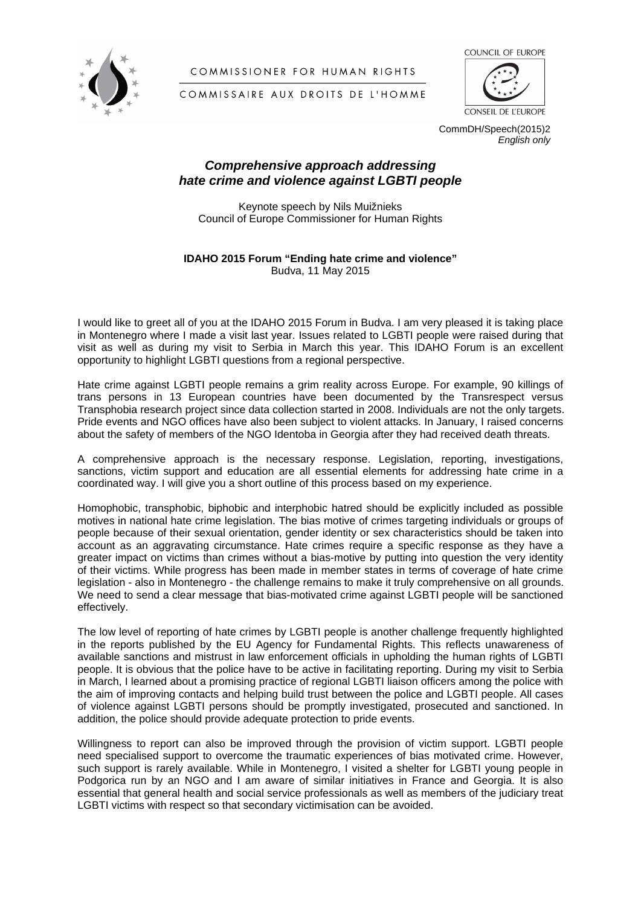COMMISSIONER FOR HUMAN RIGHTS

COMMISSAIRE AUX DROITS DE L'HOMME

COUNCIL OF EUROPE

CONSEIL DE L'EUROPE

CommDH/Speech(2015)2
*English only*

# *Comprehensive approach addressing hate crime and violence against LGBTI people*

Keynote speech by Nils Muižnieks
Council of Europe Commissioner for Human Rights

**IDAHO 2015 Forum "Ending hate crime and violence"**
Budva, 11 May 2015

I would like to greet all of you at the IDAHO 2015 Forum in Budva. I am very pleased it is taking place in Montenegro where I made a visit last year. Issues related to LGBTI people were raised during that visit as well as during my visit to Serbia in March this year. This IDAHO Forum is an excellent opportunity to highlight LGBTI questions from a regional perspective.

Hate crime against LGBTI people remains a grim reality across Europe. For example, 90 killings of trans persons in 13 European countries have been documented by the Transrespect versus Transphobia research project since data collection started in 2008. Individuals are not the only targets. Pride events and NGO offices have also been subject to violent attacks. In January, I raised concerns about the safety of members of the NGO Identoba in Georgia after they had received death threats.

A comprehensive approach is the necessary response. Legislation, reporting, investigations, sanctions, victim support and education are all essential elements for addressing hate crime in a coordinated way. I will give you a short outline of this process based on my experience.

Homophobic, transphobic, biphobic and interphobic hatred should be explicitly included as possible motives in national hate crime legislation. The bias motive of crimes targeting individuals or groups of people because of their sexual orientation, gender identity or sex characteristics should be taken into account as an aggravating circumstance. Hate crimes require a specific response as they have a greater impact on victims than crimes without a bias-motive by putting into question the very identity of their victims. While progress has been made in member states in terms of coverage of hate crime legislation - also in Montenegro - the challenge remains to make it truly comprehensive on all grounds. We need to send a clear message that bias-motivated crime against LGBTI people will be sanctioned effectively.

The low level of reporting of hate crimes by LGBTI people is another challenge frequently highlighted in the reports published by the EU Agency for Fundamental Rights. This reflects unawareness of available sanctions and mistrust in law enforcement officials in upholding the human rights of LGBTI people. It is obvious that the police have to be active in facilitating reporting. During my visit to Serbia in March, I learned about a promising practice of regional LGBTI liaison officers among the police with the aim of improving contacts and helping build trust between the police and LGBTI people. All cases of violence against LGBTI persons should be promptly investigated, prosecuted and sanctioned. In addition, the police should provide adequate protection to pride events.

Willingness to report can also be improved through the provision of victim support. LGBTI people need specialised support to overcome the traumatic experiences of bias motivated crime. However, such support is rarely available. While in Montenegro, I visited a shelter for LGBTI young people in Podgorica run by an NGO and I am aware of similar initiatives in France and Georgia. It is also essential that general health and social service professionals as well as members of the judiciary treat LGBTI victims with respect so that secondary victimisation can be avoided.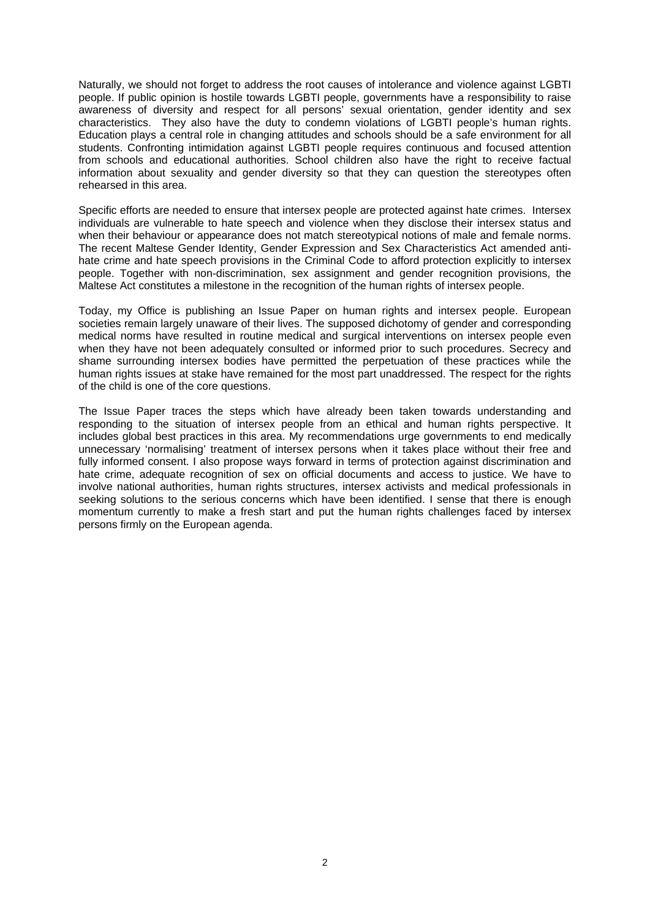Naturally, we should not forget to address the root causes of intolerance and violence against LGBTI people. If public opinion is hostile towards LGBTI people, governments have a responsibility to raise awareness of diversity and respect for all persons' sexual orientation, gender identity and sex characteristics. They also have the duty to condemn violations of LGBTI people's human rights. Education plays a central role in changing attitudes and schools should be a safe environment for all students. Confronting intimidation against LGBTI people requires continuous and focused attention from schools and educational authorities. School children also have the right to receive factual information about sexuality and gender diversity so that they can question the stereotypes often rehearsed in this area.

Specific efforts are needed to ensure that intersex people are protected against hate crimes. Intersex individuals are vulnerable to hate speech and violence when they disclose their intersex status and when their behaviour or appearance does not match stereotypical notions of male and female norms. The recent Maltese Gender Identity, Gender Expression and Sex Characteristics Act amended anti-hate crime and hate speech provisions in the Criminal Code to afford protection explicitly to intersex people. Together with non-discrimination, sex assignment and gender recognition provisions, the Maltese Act constitutes a milestone in the recognition of the human rights of intersex people.

Today, my Office is publishing an Issue Paper on human rights and intersex people. European societies remain largely unaware of their lives. The supposed dichotomy of gender and corresponding medical norms have resulted in routine medical and surgical interventions on intersex people even when they have not been adequately consulted or informed prior to such procedures. Secrecy and shame surrounding intersex bodies have permitted the perpetuation of these practices while the human rights issues at stake have remained for the most part unaddressed. The respect for the rights of the child is one of the core questions.

The Issue Paper traces the steps which have already been taken towards understanding and responding to the situation of intersex people from an ethical and human rights perspective. It includes global best practices in this area. My recommendations urge governments to end medically unnecessary 'normalising' treatment of intersex persons when it takes place without their free and fully informed consent. I also propose ways forward in terms of protection against discrimination and hate crime, adequate recognition of sex on official documents and access to justice. We have to involve national authorities, human rights structures, intersex activists and medical professionals in seeking solutions to the serious concerns which have been identified. I sense that there is enough momentum currently to make a fresh start and put the human rights challenges faced by intersex persons firmly on the European agenda.